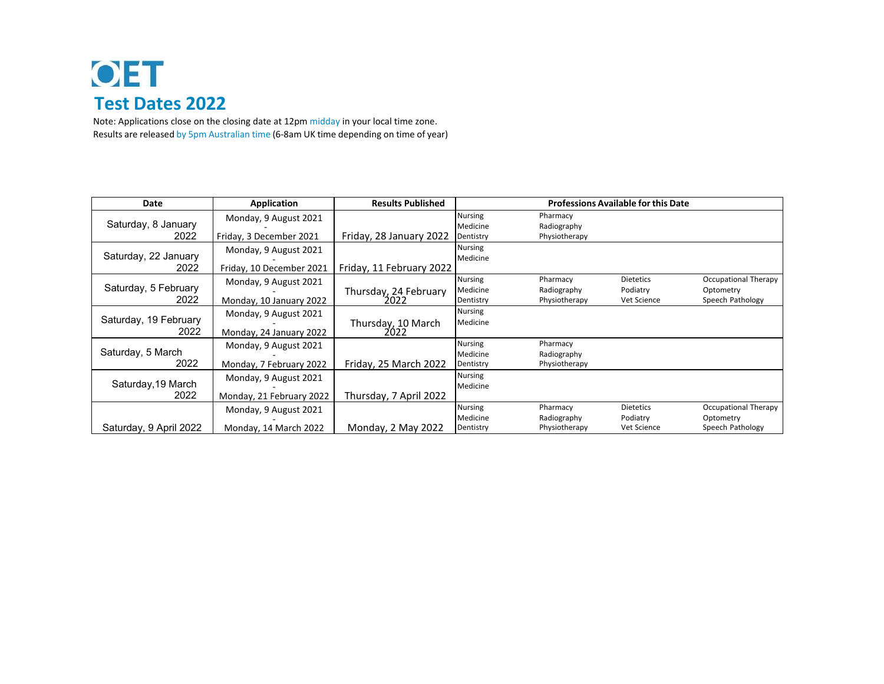# OET

## Test Dates 2022

Note: Applications close on the closing date at 12pm midday in your local time zone.
Results are released by 5pm Australian time (6-8am UK time depending on time of year)

| Date | Application | Results Published | Professions Available for this Date | | | |
|---|---|---|---|---|---|---|
| Saturday, 8 January 2022 | Monday, 9 August 2021 - Friday, 3 December 2021 | Friday, 28 January 2022 | Nursing<br>Medicine<br>Dentistry | Pharmacy<br>Radiography<br>Physiotherapy | | |
| Saturday, 22 January 2022 | Monday, 9 August 2021 - Friday, 10 December 2021 | Friday, 11 February 2022 | Nursing<br>Medicine | | | |
| Saturday, 5 February 2022 | Monday, 9 August 2021 - Monday, 10 January 2022 | Thursday, 24 February 2022 | Nursing<br>Medicine<br>Dentistry | Pharmacy<br>Radiography<br>Physiotherapy | Dietetics<br>Podiatry<br>Vet Science | Occupational Therapy<br>Optometry<br>Speech Pathology |
| Saturday, 19 February 2022 | Monday, 9 August 2021 - Monday, 24 January 2022 | Thursday, 10 March 2022 | Nursing<br>Medicine | | | |
| Saturday, 5 March 2022 | Monday, 9 August 2021 - Monday, 7 February 2022 | Friday, 25 March 2022 | Nursing<br>Medicine<br>Dentistry | Pharmacy<br>Radiography<br>Physiotherapy | | |
| Saturday,19 March 2022 | Monday, 9 August 2021 - Monday, 21 February 2022 | Thursday, 7 April 2022 | Nursing<br>Medicine | | | |
| Saturday, 9 April 2022 | Monday, 9 August 2021 - Monday, 14 March 2022 | Monday, 2 May 2022 | Nursing<br>Medicine<br>Dentistry | Pharmacy<br>Radiography<br>Physiotherapy | Dietetics<br>Podiatry<br>Vet Science | Occupational Therapy<br>Optometry<br>Speech Pathology |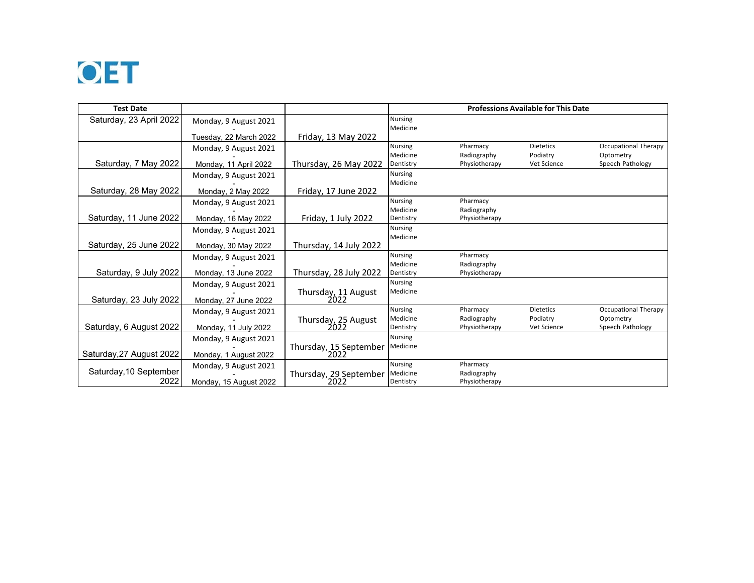OET

| Test Date | | | Professions Available for This Date | | | |
|---|---|---|---|---|---|---|
| Saturday, 23 April 2022 | Monday, 9 August 2021 - Tuesday, 22 March 2022 | Friday, 13 May 2022 | Nursing<br>Medicine | | | |
| Saturday, 7 May 2022 | Monday, 9 August 2021 - Monday, 11 April 2022 | Thursday, 26 May 2022 | Nursing<br>Medicine<br>Dentistry | Pharmacy<br>Radiography<br>Physiotherapy | Dietetics<br>Podiatry<br>Vet Science | Occupational Therapy<br>Optometry<br>Speech Pathology |
| Saturday, 28 May 2022 | Monday, 9 August 2021 - Monday, 2 May 2022 | Friday, 17 June 2022 | Nursing<br>Medicine | | | |
| Saturday, 11 June 2022 | Monday, 9 August 2021 - Monday, 16 May 2022 | Friday, 1 July 2022 | Nursing<br>Medicine<br>Dentistry | Pharmacy<br>Radiography<br>Physiotherapy | | |
| Saturday, 25 June 2022 | Monday, 9 August 2021 - Monday, 30 May 2022 | Thursday, 14 July 2022 | Nursing<br>Medicine | | | |
| Saturday, 9 July 2022 | Monday, 9 August 2021 - Monday, 13 June 2022 | Thursday, 28 July 2022 | Nursing<br>Medicine<br>Dentistry | Pharmacy<br>Radiography<br>Physiotherapy | | |
| Saturday, 23 July 2022 | Monday, 9 August 2021 - Monday, 27 June 2022 | Thursday, 11 August 2022 | Nursing<br>Medicine | | | |
| Saturday, 6 August 2022 | Monday, 9 August 2021 - Monday, 11 July 2022 | Thursday, 25 August 2022 | Nursing<br>Medicine<br>Dentistry | Pharmacy<br>Radiography<br>Physiotherapy | Dietetics<br>Podiatry<br>Vet Science | Occupational Therapy<br>Optometry<br>Speech Pathology |
| Saturday,27 August 2022 | Monday, 9 August 2021 - Monday, 1 August 2022 | Thursday, 15 September 2022 | Nursing<br>Medicine | | | |
| Saturday,10 September 2022 | Monday, 9 August 2021 - Monday, 15 August 2022 | Thursday, 29 September 2022 | Nursing<br>Medicine<br>Dentistry | Pharmacy<br>Radiography<br>Physiotherapy | | |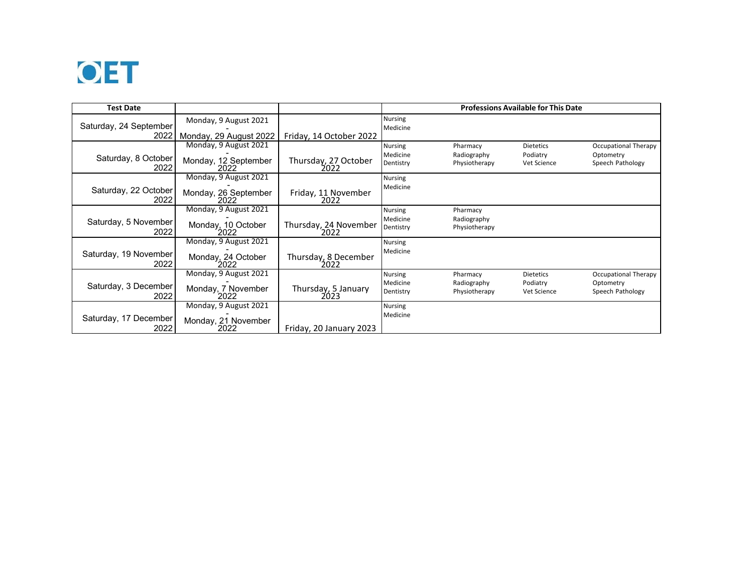OET

| Test Date | | | Professions Available for This Date | | | |
|---|---|---|---|---|---|---|
| Saturday, 24 September 2022 | Monday, 9 August 2021 - Monday, 29 August 2022 | Friday, 14 October 2022 | Nursing<br>Medicine | | | |
| Saturday, 8 October 2022 | Monday, 9 August 2021 - Monday, 12 September 2022 | Thursday, 27 October 2022 | Nursing<br>Medicine<br>Dentistry | Pharmacy<br>Radiography<br>Physiotherapy | Dietetics<br>Podiatry<br>Vet Science | Occupational Therapy<br>Optometry<br>Speech Pathology |
| Saturday, 22 October 2022 | Monday, 9 August 2021 - Monday, 26 September 2022 | Friday, 11 November 2022 | Nursing<br>Medicine | | | |
| Saturday, 5 November 2022 | Monday, 9 August 2021 - Monday, 10 October 2022 | Thursday, 24 November 2022 | Nursing<br>Medicine<br>Dentistry | Pharmacy<br>Radiography<br>Physiotherapy | | |
| Saturday, 19 November 2022 | Monday, 9 August 2021 - Monday, 24 October 2022 | Thursday, 8 December 2022 | Nursing<br>Medicine | | | |
| Saturday, 3 December 2022 | Monday, 9 August 2021 - Monday, 7 November 2022 | Thursday, 5 January 2023 | Nursing<br>Medicine<br>Dentistry | Pharmacy<br>Radiography<br>Physiotherapy | Dietetics<br>Podiatry<br>Vet Science | Occupational Therapy<br>Optometry<br>Speech Pathology |
| Saturday, 17 December 2022 | Monday, 9 August 2021 - Monday, 21 November 2022 | Friday, 20 January 2023 | Nursing<br>Medicine | | | |